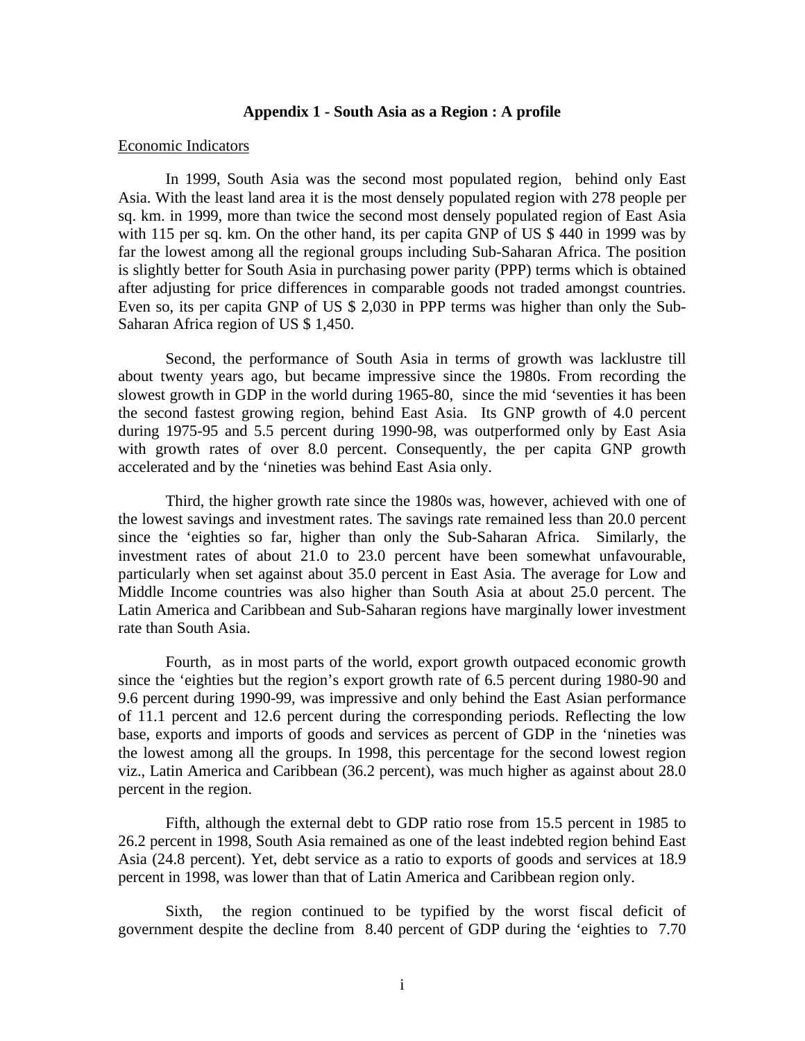# Appendix 1 - South Asia as a Region : A profile

Economic Indicators

In 1999, South Asia was the second most populated region, behind only East Asia. With the least land area it is the most densely populated region with 278 people per sq. km. in 1999, more than twice the second most densely populated region of East Asia with 115 per sq. km. On the other hand, its per capita GNP of US $ 440 in 1999 was by far the lowest among all the regional groups including Sub-Saharan Africa. The position is slightly better for South Asia in purchasing power parity (PPP) terms which is obtained after adjusting for price differences in comparable goods not traded amongst countries. Even so, its per capita GNP of US $ 2,030 in PPP terms was higher than only the Sub-Saharan Africa region of US $ 1,450.

Second, the performance of South Asia in terms of growth was lacklustre till about twenty years ago, but became impressive since the 1980s. From recording the slowest growth in GDP in the world during 1965-80, since the mid 'seventies it has been the second fastest growing region, behind East Asia. Its GNP growth of 4.0 percent during 1975-95 and 5.5 percent during 1990-98, was outperformed only by East Asia with growth rates of over 8.0 percent. Consequently, the per capita GNP growth accelerated and by the 'nineties was behind East Asia only.

Third, the higher growth rate since the 1980s was, however, achieved with one of the lowest savings and investment rates. The savings rate remained less than 20.0 percent since the 'eighties so far, higher than only the Sub-Saharan Africa. Similarly, the investment rates of about 21.0 to 23.0 percent have been somewhat unfavourable, particularly when set against about 35.0 percent in East Asia. The average for Low and Middle Income countries was also higher than South Asia at about 25.0 percent. The Latin America and Caribbean and Sub-Saharan regions have marginally lower investment rate than South Asia.

Fourth, as in most parts of the world, export growth outpaced economic growth since the 'eighties but the region's export growth rate of 6.5 percent during 1980-90 and 9.6 percent during 1990-99, was impressive and only behind the East Asian performance of 11.1 percent and 12.6 percent during the corresponding periods. Reflecting the low base, exports and imports of goods and services as percent of GDP in the 'nineties was the lowest among all the groups. In 1998, this percentage for the second lowest region viz., Latin America and Caribbean (36.2 percent), was much higher as against about 28.0 percent in the region.

Fifth, although the external debt to GDP ratio rose from 15.5 percent in 1985 to 26.2 percent in 1998, South Asia remained as one of the least indebted region behind East Asia (24.8 percent). Yet, debt service as a ratio to exports of goods and services at 18.9 percent in 1998, was lower than that of Latin America and Caribbean region only.

Sixth, the region continued to be typified by the worst fiscal deficit of government despite the decline from 8.40 percent of GDP during the 'eighties to 7.70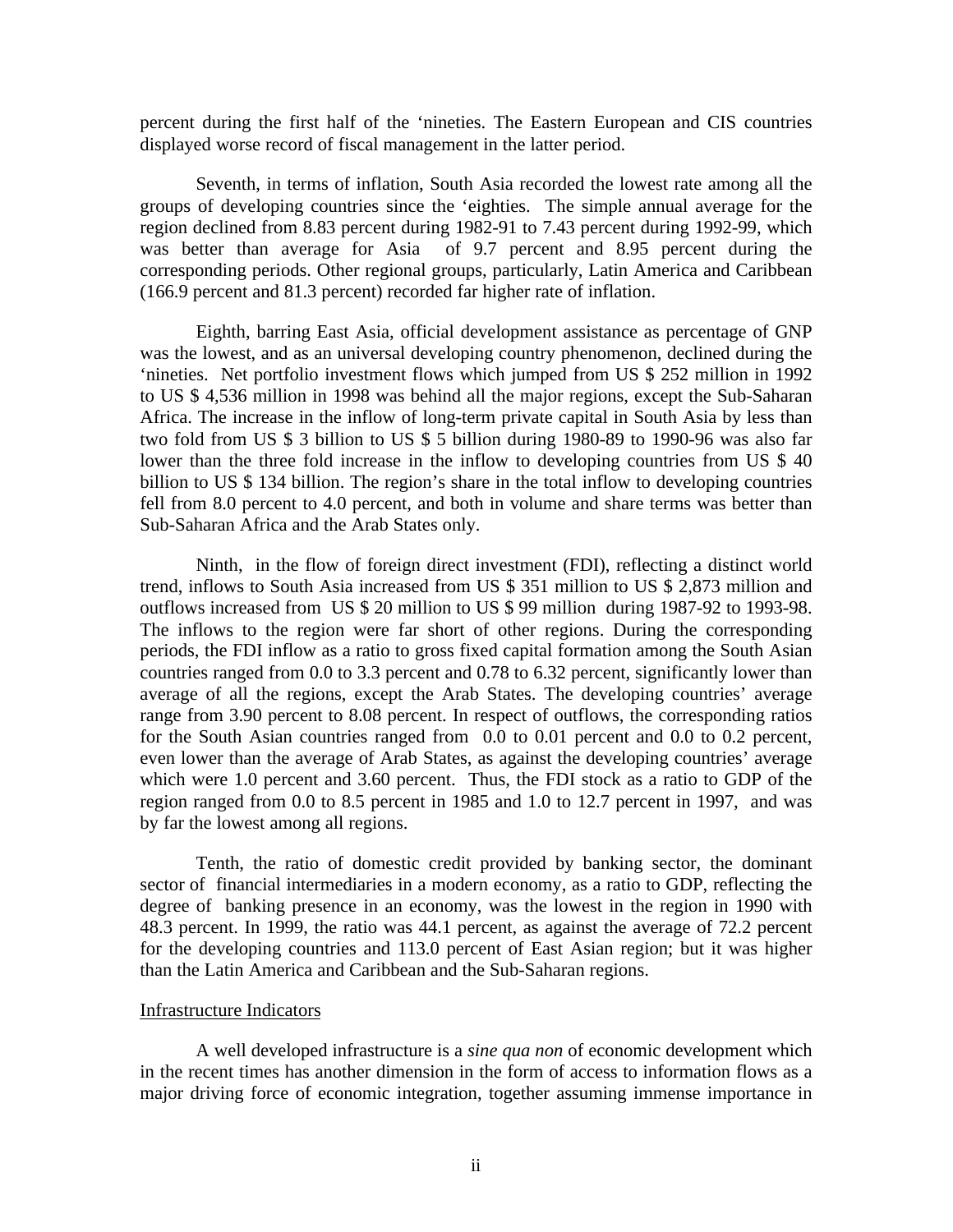percent during the first half of the 'nineties. The Eastern European and CIS countries displayed worse record of fiscal management in the latter period.

Seventh, in terms of inflation, South Asia recorded the lowest rate among all the groups of developing countries since the 'eighties. The simple annual average for the region declined from 8.83 percent during 1982-91 to 7.43 percent during 1992-99, which was better than average for Asia of 9.7 percent and 8.95 percent during the corresponding periods. Other regional groups, particularly, Latin America and Caribbean (166.9 percent and 81.3 percent) recorded far higher rate of inflation.

Eighth, barring East Asia, official development assistance as percentage of GNP was the lowest, and as an universal developing country phenomenon, declined during the 'nineties. Net portfolio investment flows which jumped from US $ 252 million in 1992 to US $ 4,536 million in 1998 was behind all the major regions, except the Sub-Saharan Africa. The increase in the inflow of long-term private capital in South Asia by less than two fold from US $ 3 billion to US $ 5 billion during 1980-89 to 1990-96 was also far lower than the three fold increase in the inflow to developing countries from US $ 40 billion to US $ 134 billion. The region's share in the total inflow to developing countries fell from 8.0 percent to 4.0 percent, and both in volume and share terms was better than Sub-Saharan Africa and the Arab States only.

Ninth, in the flow of foreign direct investment (FDI), reflecting a distinct world trend, inflows to South Asia increased from US $ 351 million to US $ 2,873 million and outflows increased from US $ 20 million to US $ 99 million during 1987-92 to 1993-98. The inflows to the region were far short of other regions. During the corresponding periods, the FDI inflow as a ratio to gross fixed capital formation among the South Asian countries ranged from 0.0 to 3.3 percent and 0.78 to 6.32 percent, significantly lower than average of all the regions, except the Arab States. The developing countries' average range from 3.90 percent to 8.08 percent. In respect of outflows, the corresponding ratios for the South Asian countries ranged from 0.0 to 0.01 percent and 0.0 to 0.2 percent, even lower than the average of Arab States, as against the developing countries' average which were 1.0 percent and 3.60 percent. Thus, the FDI stock as a ratio to GDP of the region ranged from 0.0 to 8.5 percent in 1985 and 1.0 to 12.7 percent in 1997, and was by far the lowest among all regions.

Tenth, the ratio of domestic credit provided by banking sector, the dominant sector of financial intermediaries in a modern economy, as a ratio to GDP, reflecting the degree of banking presence in an economy, was the lowest in the region in 1990 with 48.3 percent. In 1999, the ratio was 44.1 percent, as against the average of 72.2 percent for the developing countries and 113.0 percent of East Asian region; but it was higher than the Latin America and Caribbean and the Sub-Saharan regions.

Infrastructure Indicators

A well developed infrastructure is a *sine qua non* of economic development which in the recent times has another dimension in the form of access to information flows as a major driving force of economic integration, together assuming immense importance in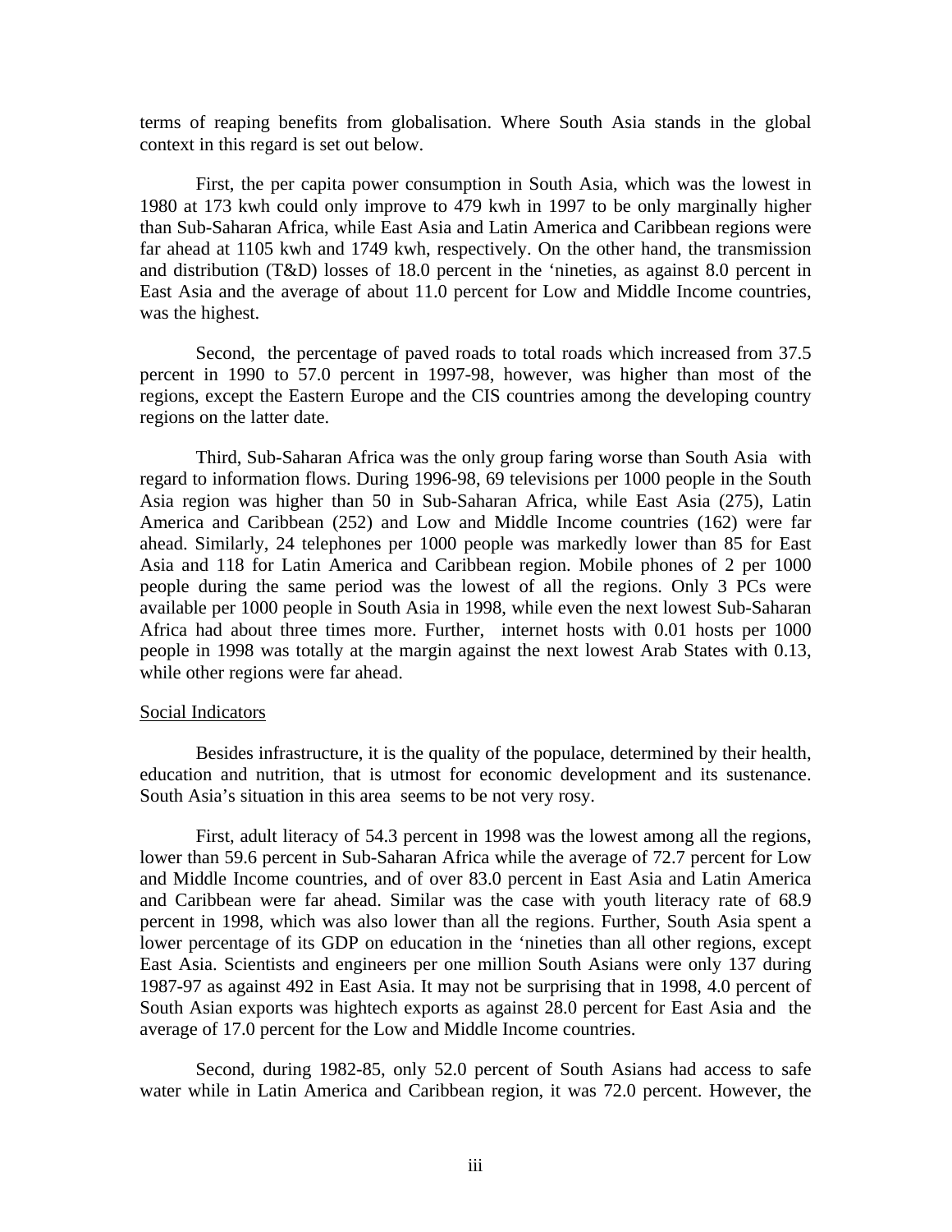terms of reaping benefits from globalisation. Where South Asia stands in the global context in this regard is set out below.

First, the per capita power consumption in South Asia, which was the lowest in 1980 at 173 kwh could only improve to 479 kwh in 1997 to be only marginally higher than Sub-Saharan Africa, while East Asia and Latin America and Caribbean regions were far ahead at 1105 kwh and 1749 kwh, respectively. On the other hand, the transmission and distribution (T&D) losses of 18.0 percent in the 'nineties, as against 8.0 percent in East Asia and the average of about 11.0 percent for Low and Middle Income countries, was the highest.

Second, the percentage of paved roads to total roads which increased from 37.5 percent in 1990 to 57.0 percent in 1997-98, however, was higher than most of the regions, except the Eastern Europe and the CIS countries among the developing country regions on the latter date.

Third, Sub-Saharan Africa was the only group faring worse than South Asia with regard to information flows. During 1996-98, 69 televisions per 1000 people in the South Asia region was higher than 50 in Sub-Saharan Africa, while East Asia (275), Latin America and Caribbean (252) and Low and Middle Income countries (162) were far ahead. Similarly, 24 telephones per 1000 people was markedly lower than 85 for East Asia and 118 for Latin America and Caribbean region. Mobile phones of 2 per 1000 people during the same period was the lowest of all the regions. Only 3 PCs were available per 1000 people in South Asia in 1998, while even the next lowest Sub-Saharan Africa had about three times more. Further, internet hosts with 0.01 hosts per 1000 people in 1998 was totally at the margin against the next lowest Arab States with 0.13, while other regions were far ahead.

Social Indicators

Besides infrastructure, it is the quality of the populace, determined by their health, education and nutrition, that is utmost for economic development and its sustenance. South Asia's situation in this area seems to be not very rosy.

First, adult literacy of 54.3 percent in 1998 was the lowest among all the regions, lower than 59.6 percent in Sub-Saharan Africa while the average of 72.7 percent for Low and Middle Income countries, and of over 83.0 percent in East Asia and Latin America and Caribbean were far ahead. Similar was the case with youth literacy rate of 68.9 percent in 1998, which was also lower than all the regions. Further, South Asia spent a lower percentage of its GDP on education in the 'nineties than all other regions, except East Asia. Scientists and engineers per one million South Asians were only 137 during 1987-97 as against 492 in East Asia. It may not be surprising that in 1998, 4.0 percent of South Asian exports was hightech exports as against 28.0 percent for East Asia and the average of 17.0 percent for the Low and Middle Income countries.

Second, during 1982-85, only 52.0 percent of South Asians had access to safe water while in Latin America and Caribbean region, it was 72.0 percent. However, the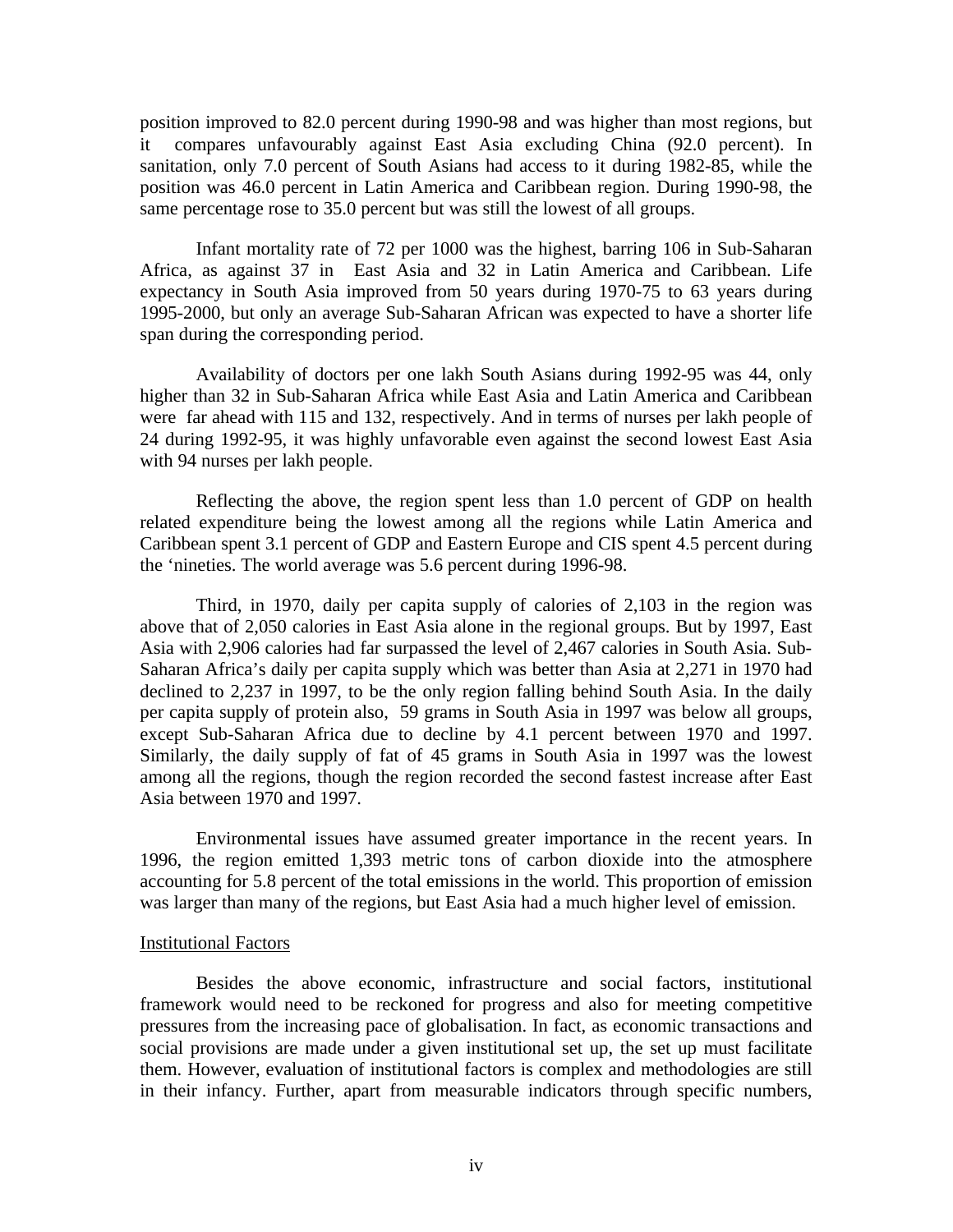position improved to 82.0 percent during 1990-98 and was higher than most regions, but it compares unfavourably against East Asia excluding China (92.0 percent). In sanitation, only 7.0 percent of South Asians had access to it during 1982-85, while the position was 46.0 percent in Latin America and Caribbean region. During 1990-98, the same percentage rose to 35.0 percent but was still the lowest of all groups.

Infant mortality rate of 72 per 1000 was the highest, barring 106 in Sub-Saharan Africa, as against 37 in East Asia and 32 in Latin America and Caribbean. Life expectancy in South Asia improved from 50 years during 1970-75 to 63 years during 1995-2000, but only an average Sub-Saharan African was expected to have a shorter life span during the corresponding period.

Availability of doctors per one lakh South Asians during 1992-95 was 44, only higher than 32 in Sub-Saharan Africa while East Asia and Latin America and Caribbean were far ahead with 115 and 132, respectively. And in terms of nurses per lakh people of 24 during 1992-95, it was highly unfavorable even against the second lowest East Asia with 94 nurses per lakh people.

Reflecting the above, the region spent less than 1.0 percent of GDP on health related expenditure being the lowest among all the regions while Latin America and Caribbean spent 3.1 percent of GDP and Eastern Europe and CIS spent 4.5 percent during the 'nineties. The world average was 5.6 percent during 1996-98.

Third, in 1970, daily per capita supply of calories of 2,103 in the region was above that of 2,050 calories in East Asia alone in the regional groups. But by 1997, East Asia with 2,906 calories had far surpassed the level of 2,467 calories in South Asia. Sub-Saharan Africa's daily per capita supply which was better than Asia at 2,271 in 1970 had declined to 2,237 in 1997, to be the only region falling behind South Asia. In the daily per capita supply of protein also, 59 grams in South Asia in 1997 was below all groups, except Sub-Saharan Africa due to decline by 4.1 percent between 1970 and 1997. Similarly, the daily supply of fat of 45 grams in South Asia in 1997 was the lowest among all the regions, though the region recorded the second fastest increase after East Asia between 1970 and 1997.

Environmental issues have assumed greater importance in the recent years. In 1996, the region emitted 1,393 metric tons of carbon dioxide into the atmosphere accounting for 5.8 percent of the total emissions in the world. This proportion of emission was larger than many of the regions, but East Asia had a much higher level of emission.

## Institutional Factors

Besides the above economic, infrastructure and social factors, institutional framework would need to be reckoned for progress and also for meeting competitive pressures from the increasing pace of globalisation. In fact, as economic transactions and social provisions are made under a given institutional set up, the set up must facilitate them. However, evaluation of institutional factors is complex and methodologies are still in their infancy. Further, apart from measurable indicators through specific numbers,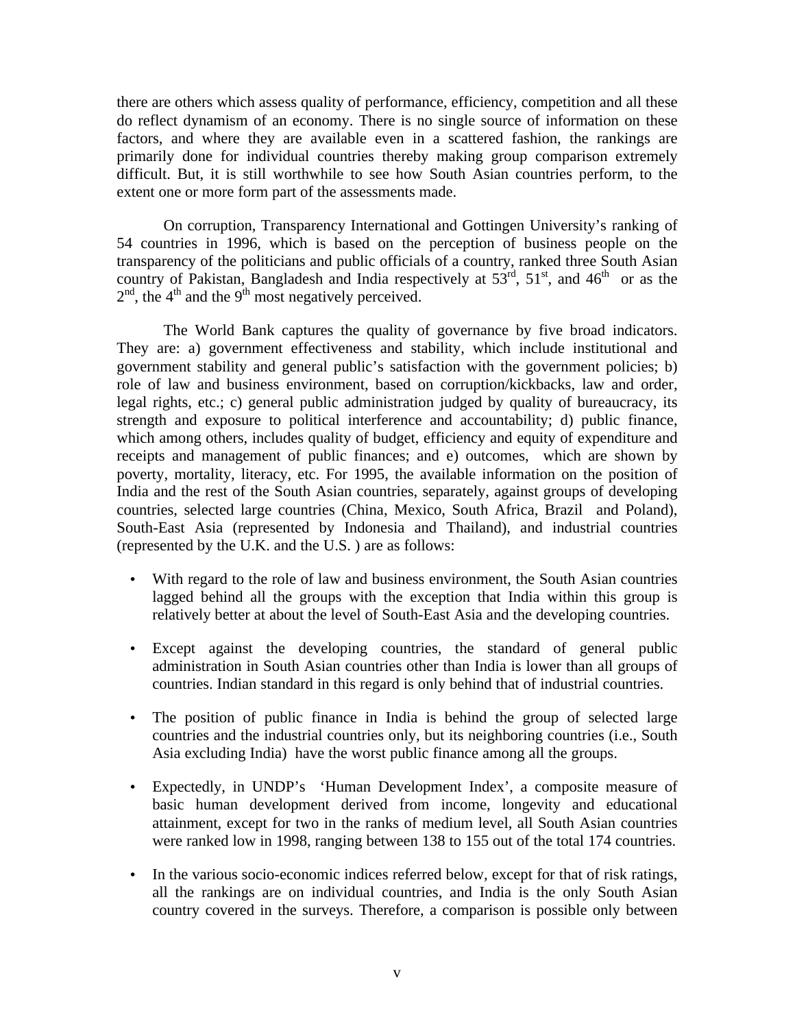there are others which assess quality of performance, efficiency, competition and all these do reflect dynamism of an economy. There is no single source of information on these factors, and where they are available even in a scattered fashion, the rankings are primarily done for individual countries thereby making group comparison extremely difficult. But, it is still worthwhile to see how South Asian countries perform, to the extent one or more form part of the assessments made.

On corruption, Transparency International and Gottingen University's ranking of 54 countries in 1996, which is based on the perception of business people on the transparency of the politicians and public officials of a country, ranked three South Asian country of Pakistan, Bangladesh and India respectively at 53rd, 51st, and 46th or as the 2nd, the 4th and the 9th most negatively perceived.

The World Bank captures the quality of governance by five broad indicators. They are: a) government effectiveness and stability, which include institutional and government stability and general public's satisfaction with the government policies; b) role of law and business environment, based on corruption/kickbacks, law and order, legal rights, etc.; c) general public administration judged by quality of bureaucracy, its strength and exposure to political interference and accountability; d) public finance, which among others, includes quality of budget, efficiency and equity of expenditure and receipts and management of public finances; and e) outcomes, which are shown by poverty, mortality, literacy, etc. For 1995, the available information on the position of India and the rest of the South Asian countries, separately, against groups of developing countries, selected large countries (China, Mexico, South Africa, Brazil and Poland), South-East Asia (represented by Indonesia and Thailand), and industrial countries (represented by the U.K. and the U.S. ) are as follows:

- With regard to the role of law and business environment, the South Asian countries lagged behind all the groups with the exception that India within this group is relatively better at about the level of South-East Asia and the developing countries.

- Except against the developing countries, the standard of general public administration in South Asian countries other than India is lower than all groups of countries. Indian standard in this regard is only behind that of industrial countries.

- The position of public finance in India is behind the group of selected large countries and the industrial countries only, but its neighboring countries (i.e., South Asia excluding India) have the worst public finance among all the groups.

- Expectedly, in UNDP's 'Human Development Index', a composite measure of basic human development derived from income, longevity and educational attainment, except for two in the ranks of medium level, all South Asian countries were ranked low in 1998, ranging between 138 to 155 out of the total 174 countries.

- In the various socio-economic indices referred below, except for that of risk ratings, all the rankings are on individual countries, and India is the only South Asian country covered in the surveys. Therefore, a comparison is possible only between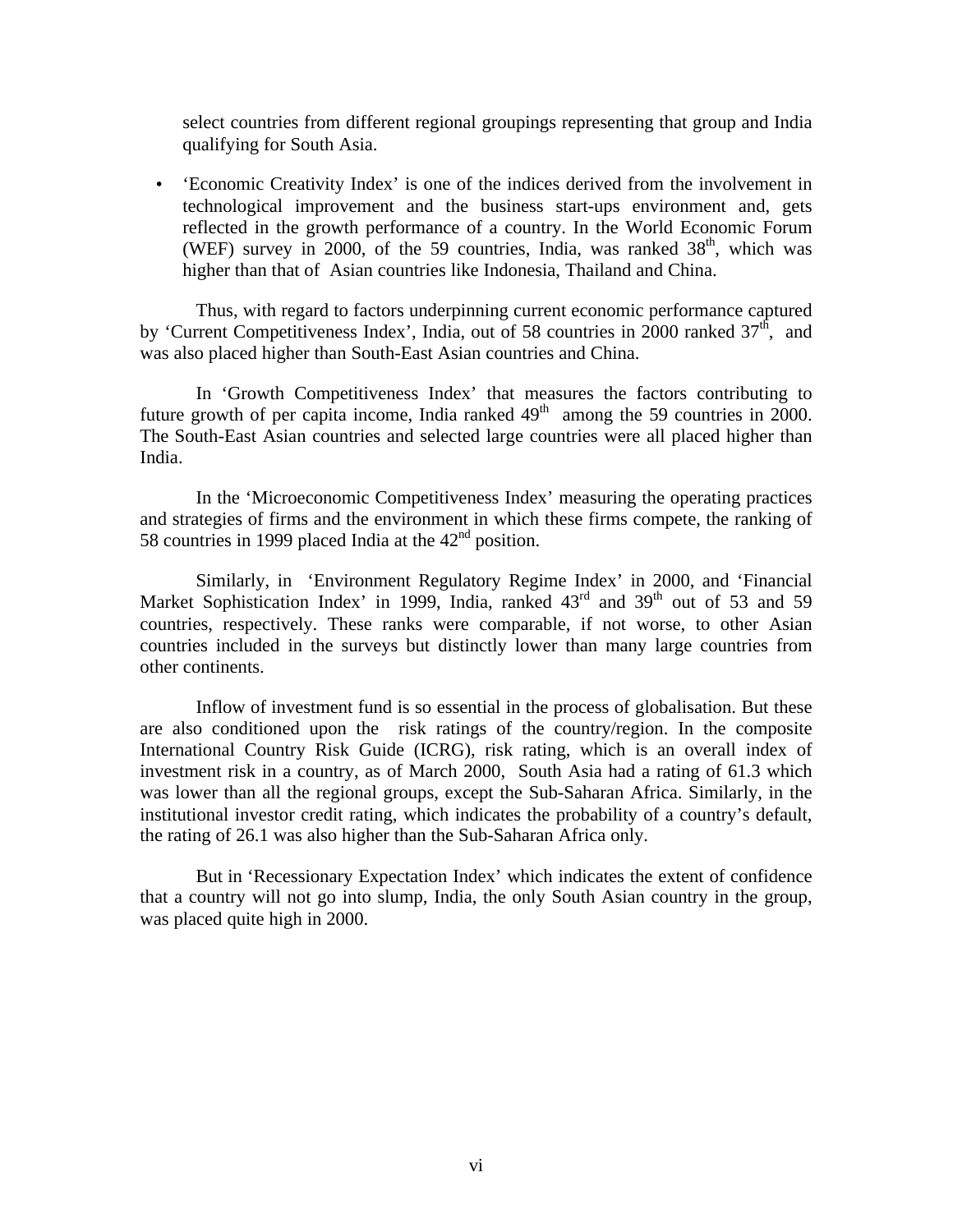select countries from different regional groupings representing that group and India qualifying for South Asia.

- 'Economic Creativity Index' is one of the indices derived from the involvement in technological improvement and the business start-ups environment and, gets reflected in the growth performance of a country. In the World Economic Forum (WEF) survey in 2000, of the 59 countries, India, was ranked 38th, which was higher than that of Asian countries like Indonesia, Thailand and China.

Thus, with regard to factors underpinning current economic performance captured by 'Current Competitiveness Index', India, out of 58 countries in 2000 ranked 37th, and was also placed higher than South-East Asian countries and China.

In 'Growth Competitiveness Index' that measures the factors contributing to future growth of per capita income, India ranked 49th among the 59 countries in 2000. The South-East Asian countries and selected large countries were all placed higher than India.

In the 'Microeconomic Competitiveness Index' measuring the operating practices and strategies of firms and the environment in which these firms compete, the ranking of 58 countries in 1999 placed India at the 42nd position.

Similarly, in 'Environment Regulatory Regime Index' in 2000, and 'Financial Market Sophistication Index' in 1999, India, ranked 43rd and 39th out of 53 and 59 countries, respectively. These ranks were comparable, if not worse, to other Asian countries included in the surveys but distinctly lower than many large countries from other continents.

Inflow of investment fund is so essential in the process of globalisation. But these are also conditioned upon the risk ratings of the country/region. In the composite International Country Risk Guide (ICRG), risk rating, which is an overall index of investment risk in a country, as of March 2000, South Asia had a rating of 61.3 which was lower than all the regional groups, except the Sub-Saharan Africa. Similarly, in the institutional investor credit rating, which indicates the probability of a country's default, the rating of 26.1 was also higher than the Sub-Saharan Africa only.

But in 'Recessionary Expectation Index' which indicates the extent of confidence that a country will not go into slump, India, the only South Asian country in the group, was placed quite high in 2000.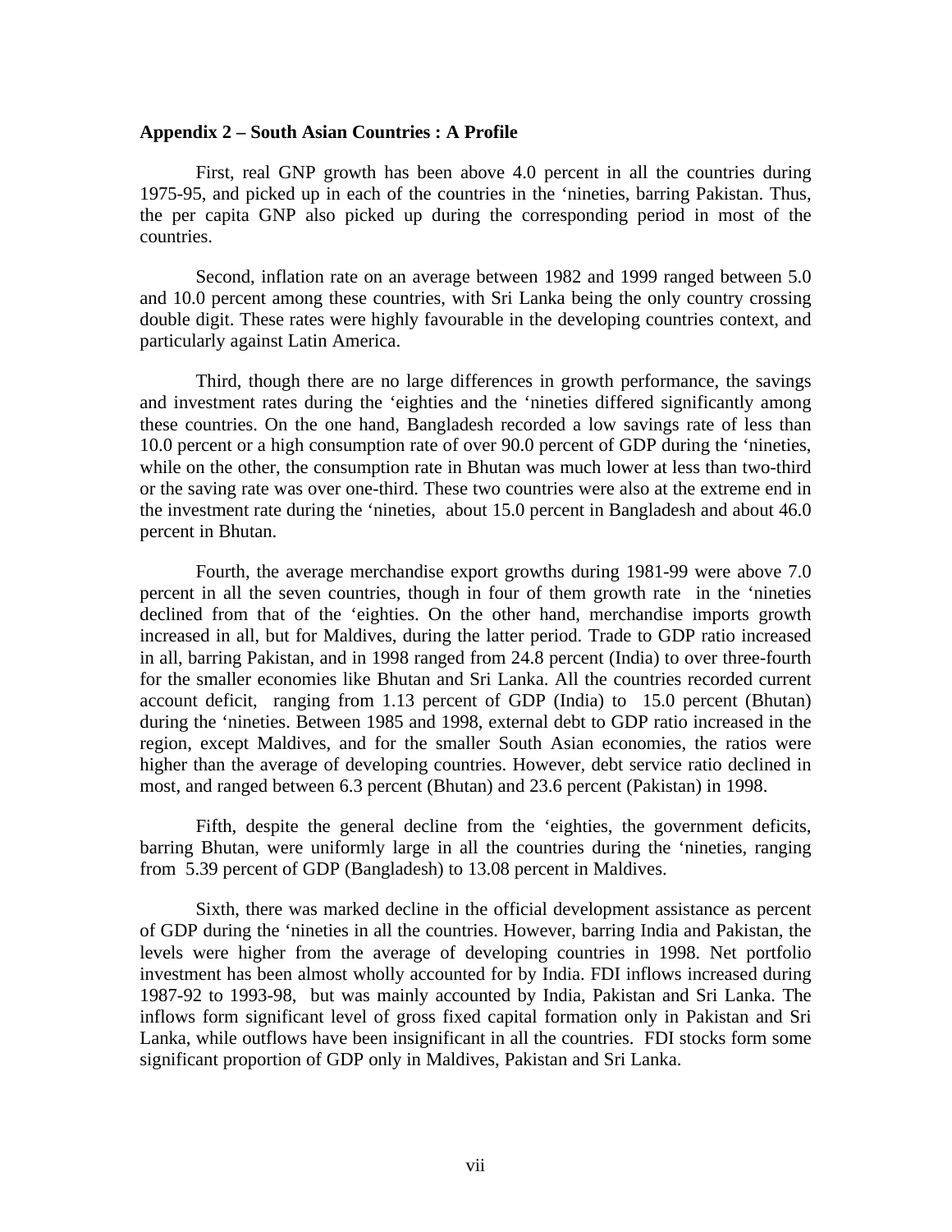## Appendix 2 – South Asian Countries : A Profile

First, real GNP growth has been above 4.0 percent in all the countries during 1975-95, and picked up in each of the countries in the 'nineties, barring Pakistan. Thus, the per capita GNP also picked up during the corresponding period in most of the countries.

Second, inflation rate on an average between 1982 and 1999 ranged between 5.0 and 10.0 percent among these countries, with Sri Lanka being the only country crossing double digit. These rates were highly favourable in the developing countries context, and particularly against Latin America.

Third, though there are no large differences in growth performance, the savings and investment rates during the 'eighties and the 'nineties differed significantly among these countries. On the one hand, Bangladesh recorded a low savings rate of less than 10.0 percent or a high consumption rate of over 90.0 percent of GDP during the 'nineties, while on the other, the consumption rate in Bhutan was much lower at less than two-third or the saving rate was over one-third. These two countries were also at the extreme end in the investment rate during the 'nineties, about 15.0 percent in Bangladesh and about 46.0 percent in Bhutan.

Fourth, the average merchandise export growths during 1981-99 were above 7.0 percent in all the seven countries, though in four of them growth rate in the 'nineties declined from that of the 'eighties. On the other hand, merchandise imports growth increased in all, but for Maldives, during the latter period. Trade to GDP ratio increased in all, barring Pakistan, and in 1998 ranged from 24.8 percent (India) to over three-fourth for the smaller economies like Bhutan and Sri Lanka. All the countries recorded current account deficit, ranging from 1.13 percent of GDP (India) to 15.0 percent (Bhutan) during the 'nineties. Between 1985 and 1998, external debt to GDP ratio increased in the region, except Maldives, and for the smaller South Asian economies, the ratios were higher than the average of developing countries. However, debt service ratio declined in most, and ranged between 6.3 percent (Bhutan) and 23.6 percent (Pakistan) in 1998.

Fifth, despite the general decline from the 'eighties, the government deficits, barring Bhutan, were uniformly large in all the countries during the 'nineties, ranging from 5.39 percent of GDP (Bangladesh) to 13.08 percent in Maldives.

Sixth, there was marked decline in the official development assistance as percent of GDP during the 'nineties in all the countries. However, barring India and Pakistan, the levels were higher from the average of developing countries in 1998. Net portfolio investment has been almost wholly accounted for by India. FDI inflows increased during 1987-92 to 1993-98, but was mainly accounted by India, Pakistan and Sri Lanka. The inflows form significant level of gross fixed capital formation only in Pakistan and Sri Lanka, while outflows have been insignificant in all the countries. FDI stocks form some significant proportion of GDP only in Maldives, Pakistan and Sri Lanka.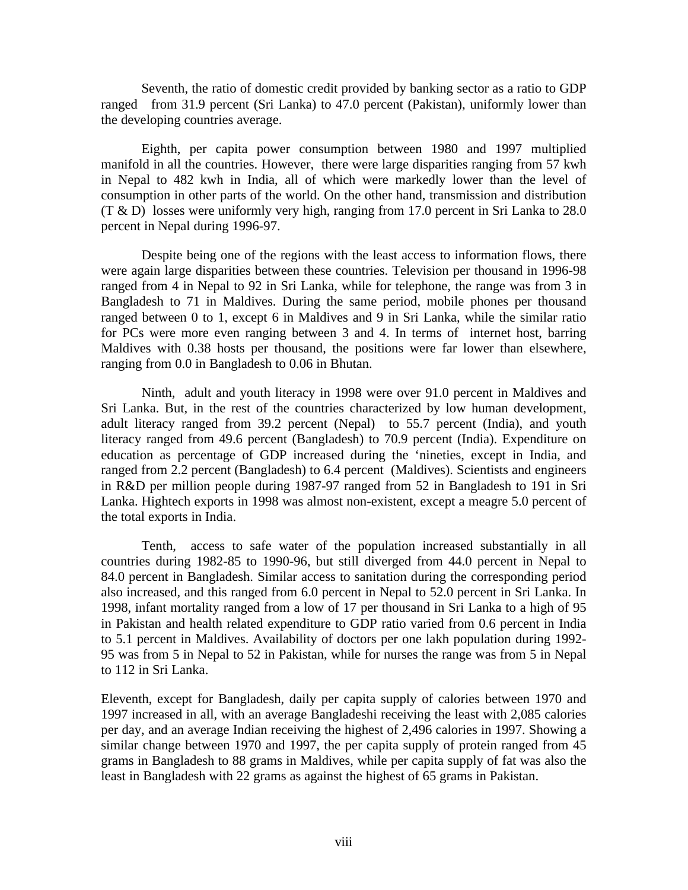Seventh, the ratio of domestic credit provided by banking sector as a ratio to GDP ranged from 31.9 percent (Sri Lanka) to 47.0 percent (Pakistan), uniformly lower than the developing countries average.

Eighth, per capita power consumption between 1980 and 1997 multiplied manifold in all the countries. However, there were large disparities ranging from 57 kwh in Nepal to 482 kwh in India, all of which were markedly lower than the level of consumption in other parts of the world. On the other hand, transmission and distribution (T & D) losses were uniformly very high, ranging from 17.0 percent in Sri Lanka to 28.0 percent in Nepal during 1996-97.

Despite being one of the regions with the least access to information flows, there were again large disparities between these countries. Television per thousand in 1996-98 ranged from 4 in Nepal to 92 in Sri Lanka, while for telephone, the range was from 3 in Bangladesh to 71 in Maldives. During the same period, mobile phones per thousand ranged between 0 to 1, except 6 in Maldives and 9 in Sri Lanka, while the similar ratio for PCs were more even ranging between 3 and 4. In terms of internet host, barring Maldives with 0.38 hosts per thousand, the positions were far lower than elsewhere, ranging from 0.0 in Bangladesh to 0.06 in Bhutan.

Ninth, adult and youth literacy in 1998 were over 91.0 percent in Maldives and Sri Lanka. But, in the rest of the countries characterized by low human development, adult literacy ranged from 39.2 percent (Nepal) to 55.7 percent (India), and youth literacy ranged from 49.6 percent (Bangladesh) to 70.9 percent (India). Expenditure on education as percentage of GDP increased during the 'nineties, except in India, and ranged from 2.2 percent (Bangladesh) to 6.4 percent (Maldives). Scientists and engineers in R&D per million people during 1987-97 ranged from 52 in Bangladesh to 191 in Sri Lanka. Hightech exports in 1998 was almost non-existent, except a meagre 5.0 percent of the total exports in India.

Tenth, access to safe water of the population increased substantially in all countries during 1982-85 to 1990-96, but still diverged from 44.0 percent in Nepal to 84.0 percent in Bangladesh. Similar access to sanitation during the corresponding period also increased, and this ranged from 6.0 percent in Nepal to 52.0 percent in Sri Lanka. In 1998, infant mortality ranged from a low of 17 per thousand in Sri Lanka to a high of 95 in Pakistan and health related expenditure to GDP ratio varied from 0.6 percent in India to 5.1 percent in Maldives. Availability of doctors per one lakh population during 1992-95 was from 5 in Nepal to 52 in Pakistan, while for nurses the range was from 5 in Nepal to 112 in Sri Lanka.

Eleventh, except for Bangladesh, daily per capita supply of calories between 1970 and 1997 increased in all, with an average Bangladeshi receiving the least with 2,085 calories per day, and an average Indian receiving the highest of 2,496 calories in 1997. Showing a similar change between 1970 and 1997, the per capita supply of protein ranged from 45 grams in Bangladesh to 88 grams in Maldives, while per capita supply of fat was also the least in Bangladesh with 22 grams as against the highest of 65 grams in Pakistan.